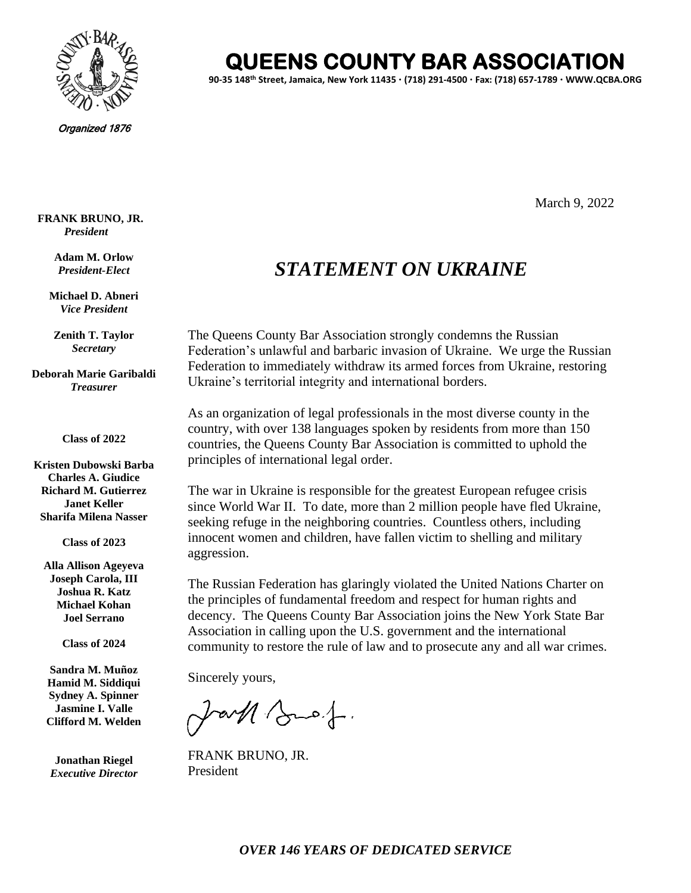# QUEENS COUNTY BAR ASSOCIATION

90-35 148th Street, Jamaica, New York 11435 · (718) 291-4500 · Fax: (718) 657-1789 · WWW.QCBA.ORG

*Organized 1876*

**FRANK BRUNO, JR.**
***President***

**Adam M. Orlow**
***President-Elect***

**Michael D. Abneri**
***Vice President***

**Zenith T. Taylor**
***Secretary***

**Deborah Marie Garibaldi**
***Treasurer***

**Class of 2022**

**Kristen Dubowski Barba**
**Charles A. Giudice**
**Richard M. Gutierrez**
**Janet Keller**
**Sharifa Milena Nasser**

**Class of 2023**

**Alla Allison Ageyeva**
**Joseph Carola, III**
**Joshua R. Katz**
**Michael Kohan**
**Joel Serrano**

**Class of 2024**

**Sandra M. Muñoz**
**Hamid M. Siddiqui**
**Sydney A. Spinner**
**Jasmine I. Valle**
**Clifford M. Welden**

**Jonathan Riegel**
***Executive Director***

March 9, 2022

## *STATEMENT ON UKRAINE*

The Queens County Bar Association strongly condemns the Russian Federation's unlawful and barbaric invasion of Ukraine. We urge the Russian Federation to immediately withdraw its armed forces from Ukraine, restoring Ukraine's territorial integrity and international borders.

As an organization of legal professionals in the most diverse county in the country, with over 138 languages spoken by residents from more than 150 countries, the Queens County Bar Association is committed to uphold the principles of international legal order.

The war in Ukraine is responsible for the greatest European refugee crisis since World War II. To date, more than 2 million people have fled Ukraine, seeking refuge in the neighboring countries. Countless others, including innocent women and children, have fallen victim to shelling and military aggression.

The Russian Federation has glaringly violated the United Nations Charter on the principles of fundamental freedom and respect for human rights and decency. The Queens County Bar Association joins the New York State Bar Association in calling upon the U.S. government and the international community to restore the rule of law and to prosecute any and all war crimes.

Sincerely yours,

FRANK BRUNO, JR.
President

***OVER 146 YEARS OF DEDICATED SERVICE***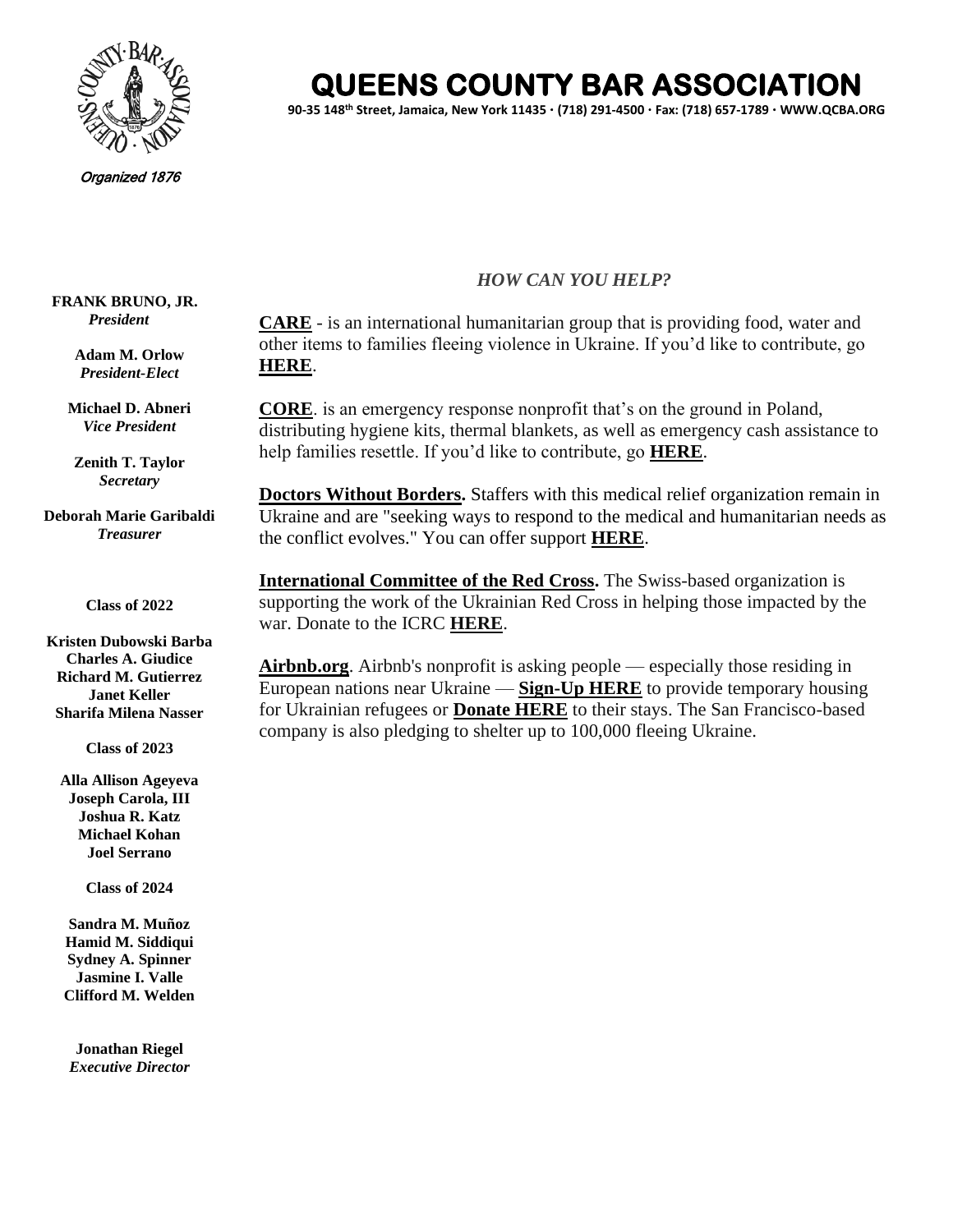# QUEENS COUNTY BAR ASSOCIATION

90-35 148th Street, Jamaica, New York 11435 · (718) 291-4500 · Fax: (718) 657-1789 · WWW.QCBA.ORG

*Organized 1876*

**FRANK BRUNO, JR.**
*President*

**Adam M. Orlow**
*President-Elect*

**Michael D. Abneri**
*Vice President*

**Zenith T. Taylor**
*Secretary*

**Deborah Marie Garibaldi**
*Treasurer*

**Class of 2022**

**Kristen Dubowski Barba**
**Charles A. Giudice**
**Richard M. Gutierrez**
**Janet Keller**
**Sharifa Milena Nasser**

**Class of 2023**

**Alla Allison Ageyeva**
**Joseph Carola, III**
**Joshua R. Katz**
**Michael Kohan**
**Joel Serrano**

**Class of 2024**

**Sandra M. Muñoz**
**Hamid M. Siddiqui**
**Sydney A. Spinner**
**Jasmine I. Valle**
**Clifford M. Welden**

**Jonathan Riegel**
*Executive Director*

*HOW CAN YOU HELP?*

**CARE** - is an international humanitarian group that is providing food, water and other items to families fleeing violence in Ukraine. If you'd like to contribute, go **HERE**.

**CORE**. is an emergency response nonprofit that's on the ground in Poland, distributing hygiene kits, thermal blankets, as well as emergency cash assistance to help families resettle. If you'd like to contribute, go **HERE**.

**Doctors Without Borders.** Staffers with this medical relief organization remain in Ukraine and are "seeking ways to respond to the medical and humanitarian needs as the conflict evolves." You can offer support **HERE**.

**International Committee of the Red Cross.** The Swiss-based organization is supporting the work of the Ukrainian Red Cross in helping those impacted by the war. Donate to the ICRC **HERE**.

**Airbnb.org**. Airbnb's nonprofit is asking people — especially those residing in European nations near Ukraine — **Sign-Up HERE** to provide temporary housing for Ukrainian refugees or **Donate HERE** to their stays. The San Francisco-based company is also pledging to shelter up to 100,000 fleeing Ukraine.